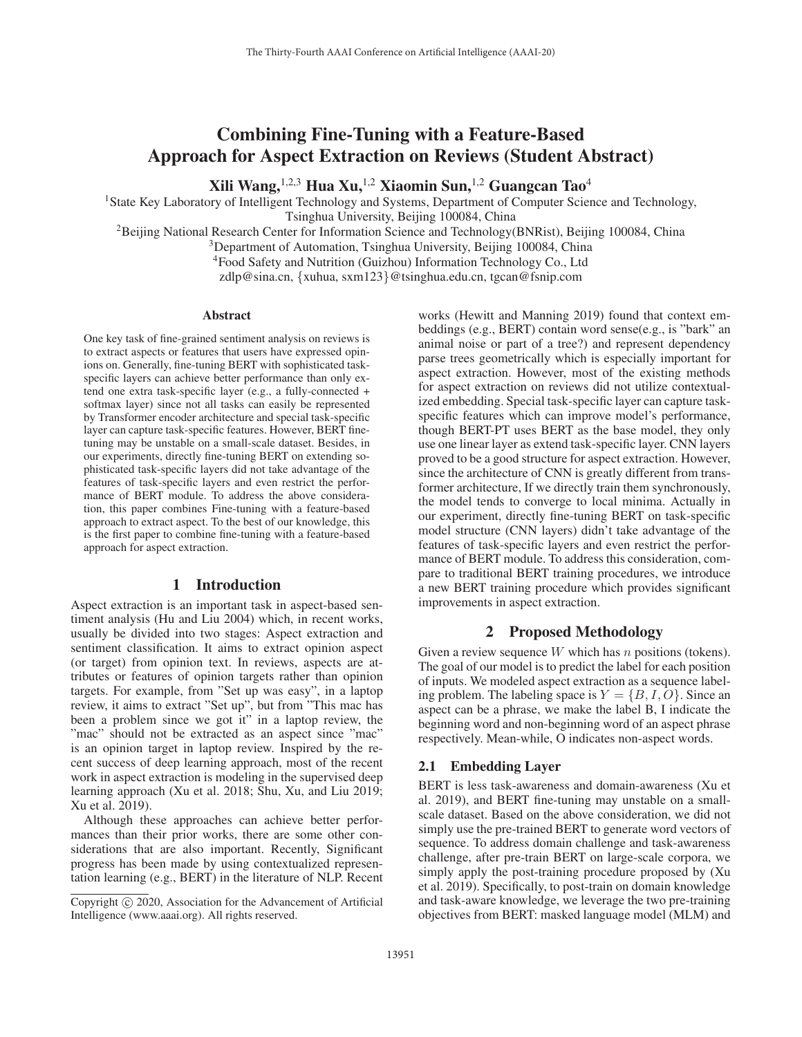# Combining Fine-Tuning with a Feature-Based Approach for Aspect Extraction on Reviews (Student Abstract)

**Xili Wang,**[1,2,3] **Hua Xu,**[1,2] **Xiaomin Sun,**[1,2] **Guangcan Tao**[4]

[1]State Key Laboratory of Intelligent Technology and Systems, Department of Computer Science and Technology, Tsinghua University, Beijing 100084, China

[2]Beijing National Research Center for Information Science and Technology(BNRist), Beijing 100084, China

[3]Department of Automation, Tsinghua University, Beijing 100084, China

[4]Food Safety and Nutrition (Guizhou) Information Technology Co., Ltd

zdlp@sina.cn, {xuhua, sxm123}@tsinghua.edu.cn, tgcan@fsnip.com

## Abstract

One key task of fine-grained sentiment analysis on reviews is to extract aspects or features that users have expressed opinions on. Generally, fine-tuning BERT with sophisticated task-specific layers can achieve better performance than only extend one extra task-specific layer (e.g., a fully-connected + softmax layer) since not all tasks can easily be represented by Transformer encoder architecture and special task-specific layer can capture task-specific features. However, BERT fine-tuning may be unstable on a small-scale dataset. Besides, in our experiments, directly fine-tuning BERT on extending sophisticated task-specific layers did not take advantage of the features of task-specific layers and even restrict the performance of BERT module. To address the above consideration, this paper combines Fine-tuning with a feature-based approach to extract aspect. To the best of our knowledge, this is the first paper to combine fine-tuning with a feature-based approach for aspect extraction.

## 1 Introduction

Aspect extraction is an important task in aspect-based sentiment analysis (Hu and Liu 2004) which, in recent works, usually be divided into two stages: Aspect extraction and sentiment classification. It aims to extract opinion aspect (or target) from opinion text. In reviews, aspects are attributes or features of opinion targets rather than opinion targets. For example, from "Set up was easy", in a laptop review, it aims to extract "Set up", but from "This mac has been a problem since we got it" in a laptop review, the "mac" should not be extracted as an aspect since "mac" is an opinion target in laptop review. Inspired by the recent success of deep learning approach, most of the recent work in aspect extraction is modeling in the supervised deep learning approach (Xu et al. 2018; Shu, Xu, and Liu 2019; Xu et al. 2019).

Although these approaches can achieve better performances than their prior works, there are some other considerations that are also important. Recently, Significant progress has been made by using contextualized representation learning (e.g., BERT) in the literature of NLP. Recent works (Hewitt and Manning 2019) found that context embeddings (e.g., BERT) contain word sense(e.g., is "bark" an animal noise or part of a tree?) and represent dependency parse trees geometrically which is especially important for aspect extraction. However, most of the existing methods for aspect extraction on reviews did not utilize contextualized embedding. Special task-specific layer can capture task-specific features which can improve model's performance, though BERT-PT uses BERT as the base model, they only use one linear layer as extend task-specific layer. CNN layers proved to be a good structure for aspect extraction. However, since the architecture of CNN is greatly different from transformer architecture, If we directly train them synchronously, the model tends to converge to local minima. Actually in our experiment, directly fine-tuning BERT on task-specific model structure (CNN layers) didn't take advantage of the features of task-specific layers and even restrict the performance of BERT module. To address this consideration, compare to traditional BERT training procedures, we introduce a new BERT training procedure which provides significant improvements in aspect extraction.

## 2 Proposed Methodology

Given a review sequence $W$ which has $n$ positions (tokens). The goal of our model is to predict the label for each position of inputs. We modeled aspect extraction as a sequence labeling problem. The labeling space is $Y = \{B, I, O\}$. Since an aspect can be a phrase, we make the label B, I indicate the beginning word and non-beginning word of an aspect phrase respectively. Mean-while, O indicates non-aspect words.

### 2.1 Embedding Layer

BERT is less task-awareness and domain-awareness (Xu et al. 2019), and BERT fine-tuning may unstable on a small-scale dataset. Based on the above consideration, we did not simply use the pre-trained BERT to generate word vectors of sequence. To address domain challenge and task-awareness challenge, after pre-train BERT on large-scale corpora, we simply apply the post-training procedure proposed by (Xu et al. 2019). Specifically, to post-train on domain knowledge and task-aware knowledge, we leverage the two pre-training objectives from BERT: masked language model (MLM) and

Copyright © 2020, Association for the Advancement of Artificial Intelligence (www.aaai.org). All rights reserved.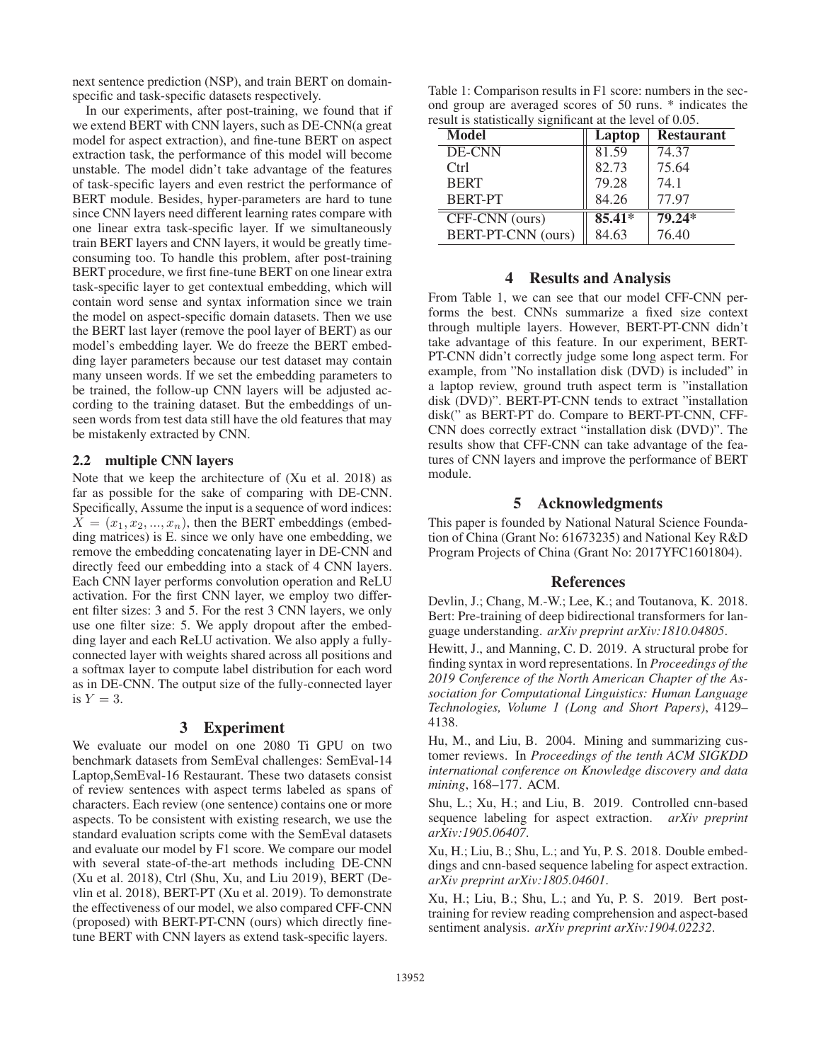next sentence prediction (NSP), and train BERT on domain-specific and task-specific datasets respectively.

In our experiments, after post-training, we found that if we extend BERT with CNN layers, such as DE-CNN(a great model for aspect extraction), and fine-tune BERT on aspect extraction task, the performance of this model will become unstable. The model didn't take advantage of the features of task-specific layers and even restrict the performance of BERT module. Besides, hyper-parameters are hard to tune since CNN layers need different learning rates compare with one linear extra task-specific layer. If we simultaneously train BERT layers and CNN layers, it would be greatly time-consuming too. To handle this problem, after post-training BERT procedure, we first fine-tune BERT on one linear extra task-specific layer to get contextual embedding, which will contain word sense and syntax information since we train the model on aspect-specific domain datasets. Then we use the BERT last layer (remove the pool layer of BERT) as our model's embedding layer. We do freeze the BERT embedding layer parameters because our test dataset may contain many unseen words. If we set the embedding parameters to be trained, the follow-up CNN layers will be adjusted according to the training dataset. But the embeddings of unseen words from test data still have the old features that may be mistakenly extracted by CNN.

## 2.2 multiple CNN layers

Note that we keep the architecture of (Xu et al. 2018) as far as possible for the sake of comparing with DE-CNN. Specifically, Assume the input is a sequence of word indices: $X = (x_1, x_2, ..., x_n)$, then the BERT embeddings (embedding matrices) is E. since we only have one embedding, we remove the embedding concatenating layer in DE-CNN and directly feed our embedding into a stack of 4 CNN layers. Each CNN layer performs convolution operation and ReLU activation. For the first CNN layer, we employ two different filter sizes: 3 and 5. For the rest 3 CNN layers, we only use one filter size: 5. We apply dropout after the embedding layer and each ReLU activation. We also apply a fully-connected layer with weights shared across all positions and a softmax layer to compute label distribution for each word as in DE-CNN. The output size of the fully-connected layer is $Y = 3$.

# 3 Experiment

We evaluate our model on one 2080 Ti GPU on two benchmark datasets from SemEval challenges: SemEval-14 Laptop,SemEval-16 Restaurant. These two datasets consist of review sentences with aspect terms labeled as spans of characters. Each review (one sentence) contains one or more aspects. To be consistent with existing research, we use the standard evaluation scripts come with the SemEval datasets and evaluate our model by F1 score. We compare our model with several state-of-the-art methods including DE-CNN (Xu et al. 2018), Ctrl (Shu, Xu, and Liu 2019), BERT (Devlin et al. 2018), BERT-PT (Xu et al. 2019). To demonstrate the effectiveness of our model, we also compared CFF-CNN (proposed) with BERT-PT-CNN (ours) which directly fine-tune BERT with CNN layers as extend task-specific layers.

Table 1: Comparison results in F1 score: numbers in the second group are averaged scores of 50 runs. * indicates the result is statistically significant at the level of 0.05.

| Model | Laptop | Restaurant |
|---|---|---|
| DE-CNN | 81.59 | 74.37 |
| Ctrl | 82.73 | 75.64 |
| BERT | 79.28 | 74.1 |
| BERT-PT | 84.26 | 77.97 |
| CFF-CNN (ours) | **85.41*** | **79.24*** |
| BERT-PT-CNN (ours) | 84.63 | 76.40 |

# 4 Results and Analysis

From Table 1, we can see that our model CFF-CNN performs the best. CNNs summarize a fixed size context through multiple layers. However, BERT-PT-CNN didn't take advantage of this feature. In our experiment, BERT-PT-CNN didn't correctly judge some long aspect term. For example, from "No installation disk (DVD) is included" in a laptop review, ground truth aspect term is "installation disk (DVD)". BERT-PT-CNN tends to extract "installation disk(" as BERT-PT do. Compare to BERT-PT-CNN, CFF-CNN does correctly extract "installation disk (DVD)". The results show that CFF-CNN can take advantage of the features of CNN layers and improve the performance of BERT module.

# 5 Acknowledgments

This paper is founded by National Natural Science Foundation of China (Grant No: 61673235) and National Key R&D Program Projects of China (Grant No: 2017YFC1601804).

# References

Devlin, J.; Chang, M.-W.; Lee, K.; and Toutanova, K. 2018. Bert: Pre-training of deep bidirectional transformers for language understanding. *arXiv preprint arXiv:1810.04805*.

Hewitt, J., and Manning, C. D. 2019. A structural probe for finding syntax in word representations. In *Proceedings of the 2019 Conference of the North American Chapter of the Association for Computational Linguistics: Human Language Technologies, Volume 1 (Long and Short Papers)*, 4129–4138.

Hu, M., and Liu, B. 2004. Mining and summarizing customer reviews. In *Proceedings of the tenth ACM SIGKDD international conference on Knowledge discovery and data mining*, 168–177. ACM.

Shu, L.; Xu, H.; and Liu, B. 2019. Controlled cnn-based sequence labeling for aspect extraction. *arXiv preprint arXiv:1905.06407*.

Xu, H.; Liu, B.; Shu, L.; and Yu, P. S. 2018. Double embeddings and cnn-based sequence labeling for aspect extraction. *arXiv preprint arXiv:1805.04601*.

Xu, H.; Liu, B.; Shu, L.; and Yu, P. S. 2019. Bert post-training for review reading comprehension and aspect-based sentiment analysis. *arXiv preprint arXiv:1904.02232*.